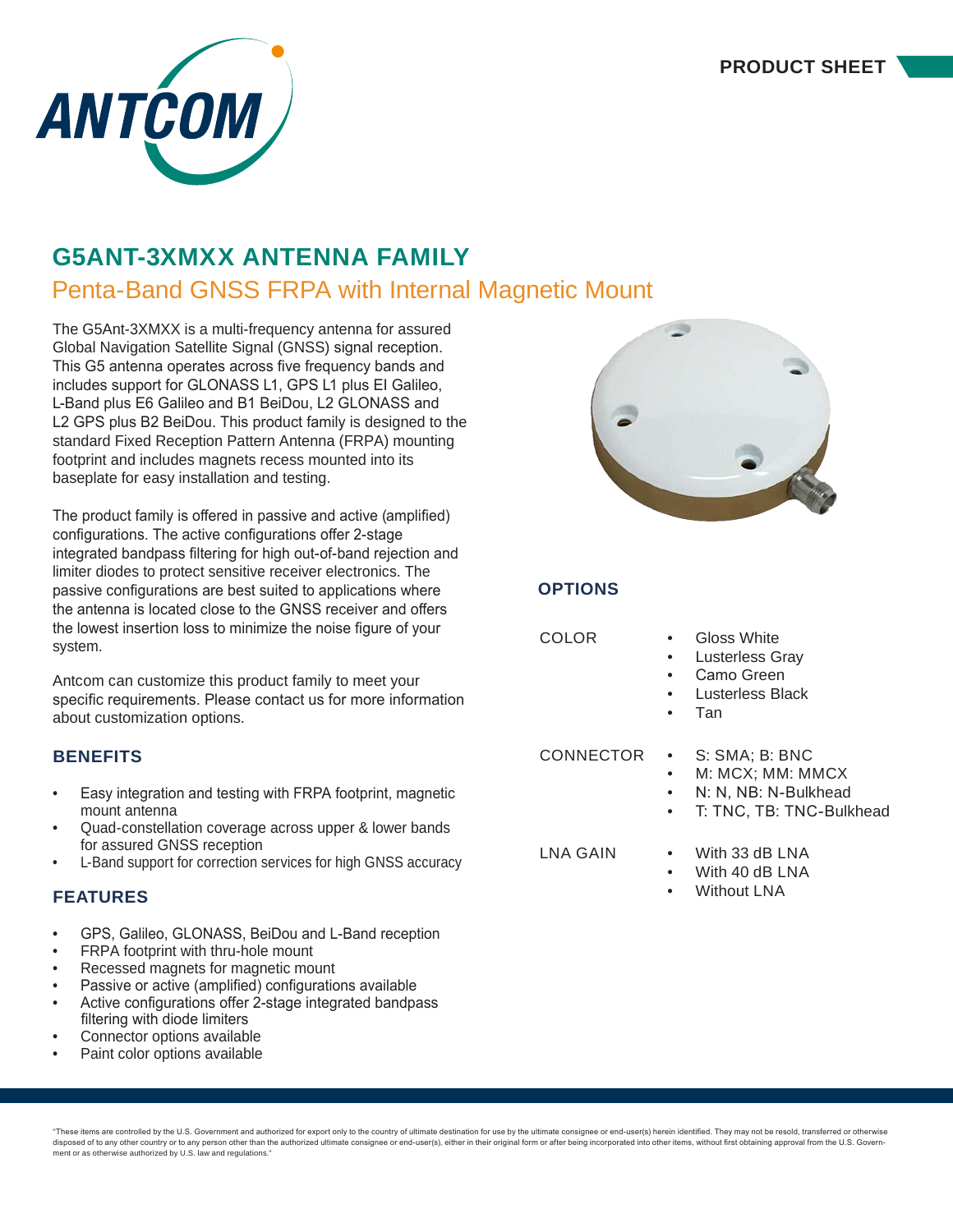PRODUCT SHEET

# G5ANT-3XMXX ANTENNA FAMILY

## Penta-Band GNSS FRPA with Internal Magnetic Mount

The G5Ant-3XMXX is a multi-frequency antenna for assured Global Navigation Satellite Signal (GNSS) signal reception. This G5 antenna operates across five frequency bands and includes support for GLONASS L1, GPS L1 plus El Galileo, L-Band plus E6 Galileo and B1 BeiDou, L2 GLONASS and L2 GPS plus B2 BeiDou. This product family is designed to the standard Fixed Reception Pattern Antenna (FRPA) mounting footprint and includes magnets recess mounted into its baseplate for easy installation and testing.

The product family is offered in passive and active (amplified) configurations. The active configurations offer 2-stage integrated bandpass filtering for high out-of-band rejection and limiter diodes to protect sensitive receiver electronics. The passive configurations are best suited to applications where the antenna is located close to the GNSS receiver and offers the lowest insertion loss to minimize the noise figure of your system.

Antcom can customize this product family to meet your specific requirements. Please contact us for more information about customization options.

### BENEFITS

- Easy integration and testing with FRPA footprint, magnetic mount antenna
- Quad-constellation coverage across upper & lower bands for assured GNSS reception
- L-Band support for correction services for high GNSS accuracy

### FEATURES

- GPS, Galileo, GLONASS, BeiDou and L-Band reception
- FRPA footprint with thru-hole mount
- Recessed magnets for magnetic mount
- Passive or active (amplified) configurations available
- Active configurations offer 2-stage integrated bandpass filtering with diode limiters
- Connector options available
- Paint color options available

### OPTIONS

**COLOR**
- Gloss White
- Lusterless Gray
- Camo Green
- Lusterless Black
- Tan

**CONNECTOR**
- S: SMA; B: BNC
- M: MCX; MM: MMCX
- N: N, NB: N-Bulkhead
- T: TNC, TB: TNC-Bulkhead

**LNA GAIN**
- With 33 dB LNA
- With 40 dB LNA
- Without LNA

"These items are controlled by the U.S. Government and authorized for export only to the country of ultimate destination for use by the ultimate consignee or end-user(s) herein identified. They may not be resold, transferred or otherwise disposed of to any other country or to any person other than the authorized ultimate consignee or end-user(s), either in their original form or after being incorporated into other items, without first obtaining approval from the U.S. Government or as otherwise authorized by U.S. law and regulations."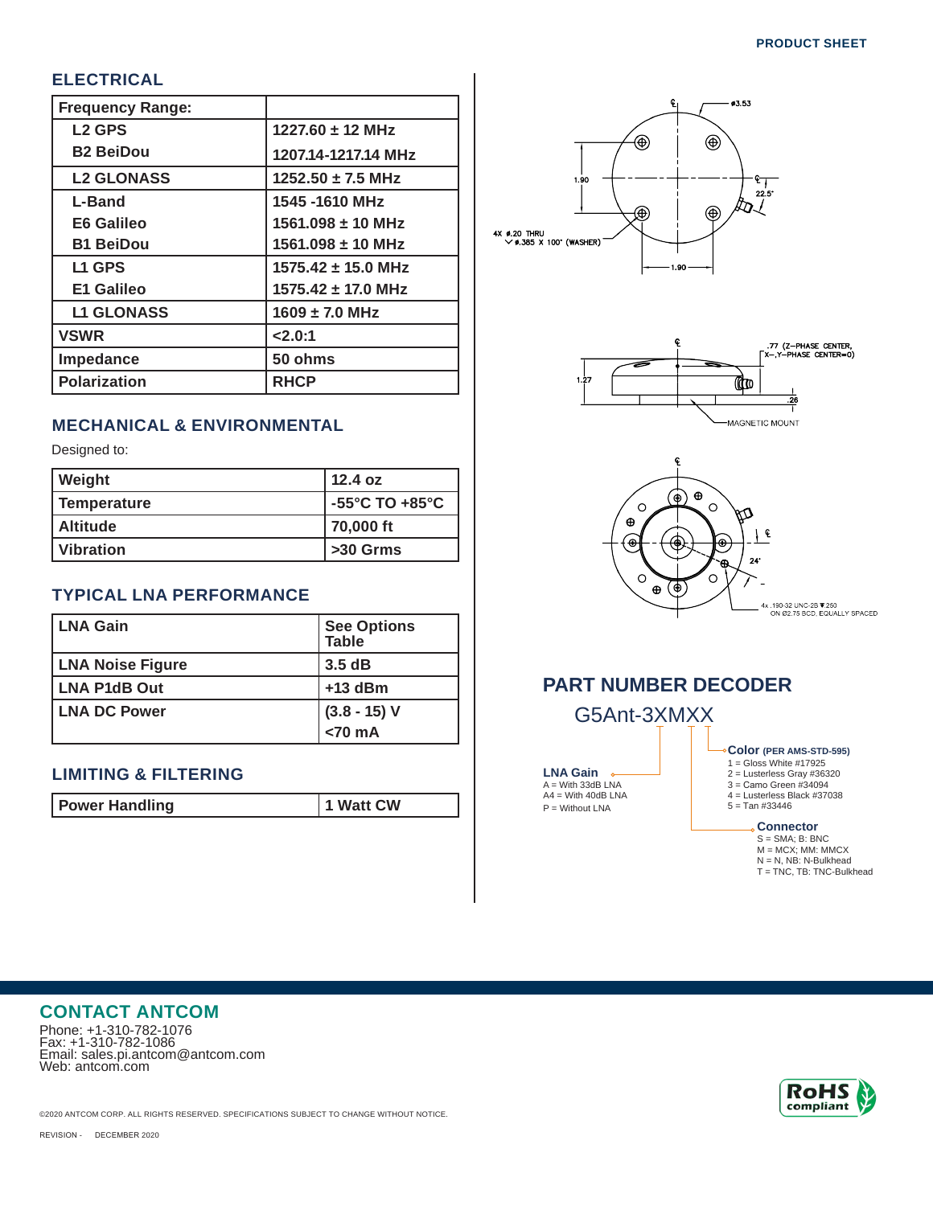## ELECTRICAL

| | |
|---|---|
| **Frequency Range:** | |
| L2 GPS<br>B2 BeiDou | 1227.60 ± 12 MHz<br>1207.14-1217.14 MHz |
| L2 GLONASS | 1252.50 ± 7.5 MHz |
| L-Band<br>E6 Galileo<br>B1 BeiDou | 1545 -1610 MHz<br>1561.098 ± 10 MHz<br>1561.098 ± 10 MHz |
| L1 GPS<br>E1 Galileo | 1575.42 ± 15.0 MHz<br>1575.42 ± 17.0 MHz |
| L1 GLONASS | 1609 ± 7.0 MHz |
| **VSWR** | <2.0:1 |
| **Impedance** | 50 ohms |
| **Polarization** | RHCP |

## MECHANICAL & ENVIRONMENTAL

Designed to:

| | |
|---|---|
| Weight | 12.4 oz |
| Temperature | -55°C TO +85°C |
| Altitude | 70,000 ft |
| Vibration | >30 Grms |

## TYPICAL LNA PERFORMANCE

| | |
|---|---|
| LNA Gain | See Options Table |
| LNA Noise Figure | 3.5 dB |
| LNA P1dB Out | +13 dBm |
| LNA DC Power | (3.8 - 15) V<br><70 mA |

## LIMITING & FILTERING

| | |
|---|---|
| Power Handling | 1 Watt CW |

ø3.53

1.90

22.5°

4X ø.20 THRU
⌵ ø.385 X 100° (WASHER)

1.90

.77 (Z–PHASE CENTER, X–,Y–PHASE CENTER=0)

1.27

.26

MAGNETIC MOUNT

24°

4x .190-32 UNC-2B ▼.250
ON Ø2.75 BCD, EQUALLY SPACED

## PART NUMBER DECODER

G5Ant-3XMXX

**LNA Gain**
A = With 33dB LNA
A4 = With 40dB LNA
P = Without LNA

**Color** (PER AMS-STD-595)
1 = Gloss White #17925
2 = Lusterless Gray #36320
3 = Camo Green #34094
4 = Lusterless Black #37038
5 = Tan #33446

**Connector**
S = SMA; B: BNC
M = MCX; MM: MMCX
N = N, NB: N-Bulkhead
T = TNC, TB: TNC-Bulkhead

## CONTACT ANTCOM

Phone: +1-310-782-1076
Fax: +1-310-782-1086
Email: sales.pi.antcom@antcom.com
Web: antcom.com

RoHS compliant

©2020 ANTCOM CORP. ALL RIGHTS RESERVED. SPECIFICATIONS SUBJECT TO CHANGE WITHOUT NOTICE.

REVISION - DECEMBER 2020